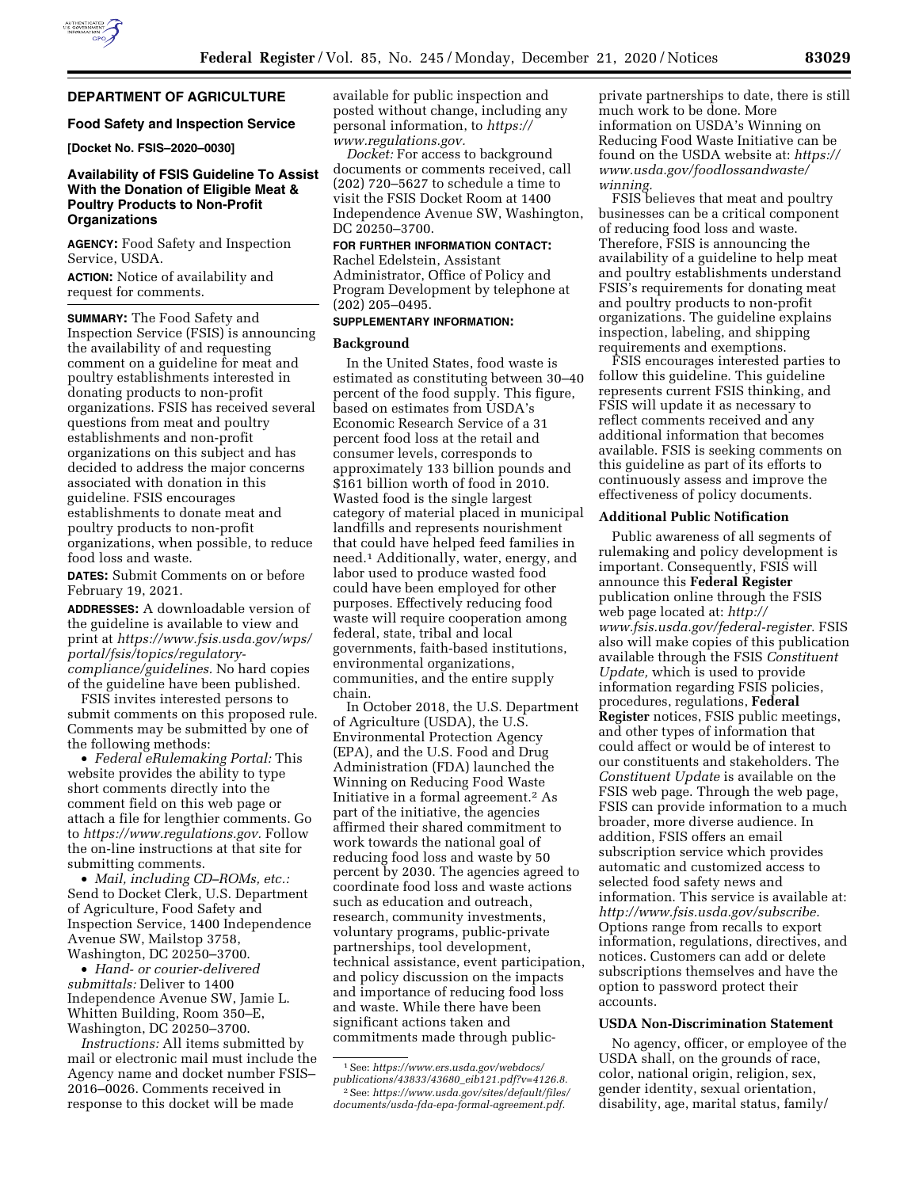## DEPARTMENT OF AGRICULTURE

### Food Safety and Inspection Service

**[Docket No. FSIS–2020–0030]**

### Availability of FSIS Guideline To Assist With the Donation of Eligible Meat & Poultry Products to Non-Profit Organizations

**AGENCY:** Food Safety and Inspection Service, USDA.

**ACTION:** Notice of availability and request for comments.

**SUMMARY:** The Food Safety and Inspection Service (FSIS) is announcing the availability of and requesting comment on a guideline for meat and poultry establishments interested in donating products to non-profit organizations. FSIS has received several questions from meat and poultry establishments and non-profit organizations on this subject and has decided to address the major concerns associated with donation in this guideline. FSIS encourages establishments to donate meat and poultry products to non-profit organizations, when possible, to reduce food loss and waste.

**DATES:** Submit Comments on or before February 19, 2021.

**ADDRESSES:** A downloadable version of the guideline is available to view and print at *https://www.fsis.usda.gov/wps/portal/fsis/topics/regulatory-compliance/guidelines.* No hard copies of the guideline have been published.

FSIS invites interested persons to submit comments on this proposed rule. Comments may be submitted by one of the following methods:

- *Federal eRulemaking Portal:* This website provides the ability to type short comments directly into the comment field on this web page or attach a file for lengthier comments. Go to *https://www.regulations.gov.* Follow the on-line instructions at that site for submitting comments.
- *Mail, including CD–ROMs, etc.:* Send to Docket Clerk, U.S. Department of Agriculture, Food Safety and Inspection Service, 1400 Independence Avenue SW, Mailstop 3758, Washington, DC 20250–3700.
- *Hand- or courier-delivered submittals:* Deliver to 1400 Independence Avenue SW, Jamie L. Whitten Building, Room 350–E, Washington, DC 20250–3700.

*Instructions:* All items submitted by mail or electronic mail must include the Agency name and docket number FSIS–2016–0026. Comments received in response to this docket will be made available for public inspection and posted without change, including any personal information, to *https://www.regulations.gov.*

*Docket:* For access to background documents or comments received, call (202) 720–5627 to schedule a time to visit the FSIS Docket Room at 1400 Independence Avenue SW, Washington, DC 20250–3700.

**FOR FURTHER INFORMATION CONTACT:** Rachel Edelstein, Assistant Administrator, Office of Policy and Program Development by telephone at (202) 205–0495.

**SUPPLEMENTARY INFORMATION:**

### Background

In the United States, food waste is estimated as constituting between 30–40 percent of the food supply. This figure, based on estimates from USDA's Economic Research Service of a 31 percent food loss at the retail and consumer levels, corresponds to approximately 133 billion pounds and $161 billion worth of food in 2010. Wasted food is the single largest category of material placed in municipal landfills and represents nourishment that could have helped feed families in need.[1] Additionally, water, energy, and labor used to produce wasted food could have been employed for other purposes. Effectively reducing food waste will require cooperation among federal, state, tribal and local governments, faith-based institutions, environmental organizations, communities, and the entire supply chain.

In October 2018, the U.S. Department of Agriculture (USDA), the U.S. Environmental Protection Agency (EPA), and the U.S. Food and Drug Administration (FDA) launched the Winning on Reducing Food Waste Initiative in a formal agreement.[2] As part of the initiative, the agencies affirmed their shared commitment to work towards the national goal of reducing food loss and waste by 50 percent by 2030. The agencies agreed to coordinate food loss and waste actions such as education and outreach, research, community investments, voluntary programs, public-private partnerships, tool development, technical assistance, event participation, and policy discussion on the impacts and importance of reducing food loss and waste. While there have been significant actions taken and commitments made through public-private partnerships to date, there is still much work to be done. More information on USDA's Winning on Reducing Food Waste Initiative can be found on the USDA website at: *https://www.usda.gov/foodlossandwaste/winning.*

FSIS believes that meat and poultry businesses can be a critical component of reducing food loss and waste. Therefore, FSIS is announcing the availability of a guideline to help meat and poultry establishments understand FSIS's requirements for donating meat and poultry products to non-profit organizations. The guideline explains inspection, labeling, and shipping requirements and exemptions.

FSIS encourages interested parties to follow this guideline. This guideline represents current FSIS thinking, and FSIS will update it as necessary to reflect comments received and any additional information that becomes available. FSIS is seeking comments on this guideline as part of its efforts to continuously assess and improve the effectiveness of policy documents.

### Additional Public Notification

Public awareness of all segments of rulemaking and policy development is important. Consequently, FSIS will announce this **Federal Register** publication online through the FSIS web page located at: *http://www.fsis.usda.gov/federal-register.* FSIS also will make copies of this publication available through the FSIS *Constituent Update,* which is used to provide information regarding FSIS policies, procedures, regulations, **Federal Register** notices, FSIS public meetings, and other types of information that could affect or would be of interest to our constituents and stakeholders. The *Constituent Update* is available on the FSIS web page. Through the web page, FSIS can provide information to a much broader, more diverse audience. In addition, FSIS offers an email subscription service which provides automatic and customized access to selected food safety news and information. This service is available at: *http://www.fsis.usda.gov/subscribe.* Options range from recalls to export information, regulations, directives, and notices. Customers can add or delete subscriptions themselves and have the option to password protect their accounts.

### USDA Non-Discrimination Statement

No agency, officer, or employee of the USDA shall, on the grounds of race, color, national origin, religion, sex, gender identity, sexual orientation, disability, age, marital status, family/

---

[1] See: *https://www.ers.usda.gov/webdocs/publications/43833/43680_eib121.pdf?v=4126.8.*

[2] See: *https://www.usda.gov/sites/default/files/documents/usda-fda-epa-formal-agreement.pdf.*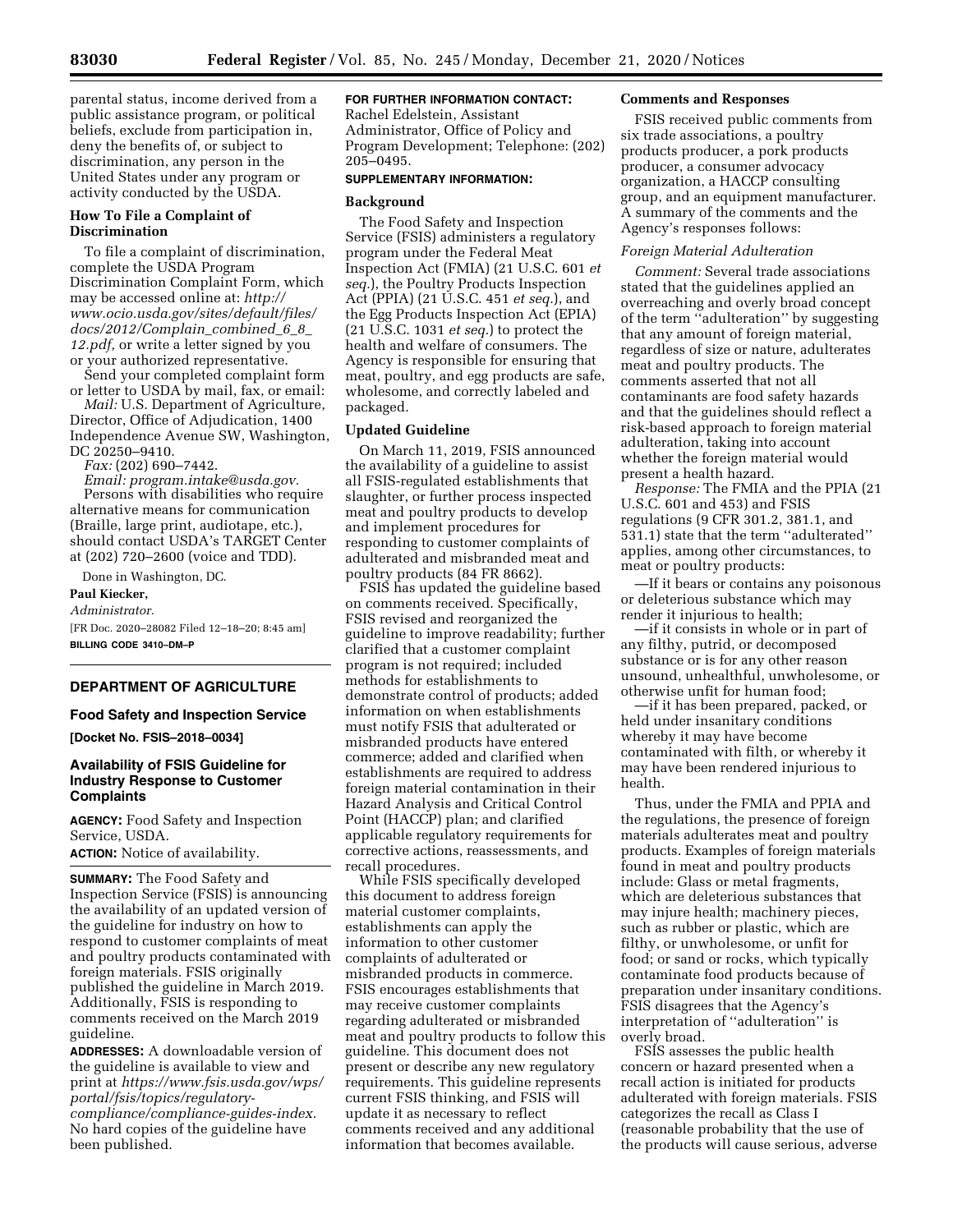parental status, income derived from a public assistance program, or political beliefs, exclude from participation in, deny the benefits of, or subject to discrimination, any person in the United States under any program or activity conducted by the USDA.

### How To File a Complaint of Discrimination

To file a complaint of discrimination, complete the USDA Program Discrimination Complaint Form, which may be accessed online at: *http://www.ocio.usda.gov/sites/default/files/docs/2012/Complain_combined_6_8_12.pdf,* or write a letter signed by you or your authorized representative.

Send your completed complaint form or letter to USDA by mail, fax, or email:

*Mail:* U.S. Department of Agriculture, Director, Office of Adjudication, 1400 Independence Avenue SW, Washington, DC 20250–9410.

*Fax:* (202) 690–7442.

*Email: program.intake@usda.gov.*

Persons with disabilities who require alternative means for communication (Braille, large print, audiotape, etc.), should contact USDA's TARGET Center at (202) 720–2600 (voice and TDD).

Done in Washington, DC.

**Paul Kiecker,**

*Administrator.*

[FR Doc. 2020–28082 Filed 12–18–20; 8:45 am]

**BILLING CODE 3410–DM–P**

## DEPARTMENT OF AGRICULTURE

### Food Safety and Inspection Service

**[Docket No. FSIS–2018–0034]**

### Availability of FSIS Guideline for Industry Response to Customer Complaints

**AGENCY:** Food Safety and Inspection Service, USDA.

**ACTION:** Notice of availability.

**SUMMARY:** The Food Safety and Inspection Service (FSIS) is announcing the availability of an updated version of the guideline for industry on how to respond to customer complaints of meat and poultry products contaminated with foreign materials. FSIS originally published the guideline in March 2019. Additionally, FSIS is responding to comments received on the March 2019 guideline.

**ADDRESSES:** A downloadable version of the guideline is available to view and print at *https://www.fsis.usda.gov/wps/portal/fsis/topics/regulatory-compliance/compliance-guides-index.* No hard copies of the guideline have been published.

**FOR FURTHER INFORMATION CONTACT:** Rachel Edelstein, Assistant Administrator, Office of Policy and Program Development; Telephone: (202) 205–0495.

**SUPPLEMENTARY INFORMATION:**

### Background

The Food Safety and Inspection Service (FSIS) administers a regulatory program under the Federal Meat Inspection Act (FMIA) (21 U.S.C. 601 *et seq.*), the Poultry Products Inspection Act (PPIA) (21 U.S.C. 451 *et seq.*), and the Egg Products Inspection Act (EPIA) (21 U.S.C. 1031 *et seq.*) to protect the health and welfare of consumers. The Agency is responsible for ensuring that meat, poultry, and egg products are safe, wholesome, and correctly labeled and packaged.

### Updated Guideline

On March 11, 2019, FSIS announced the availability of a guideline to assist all FSIS-regulated establishments that slaughter, or further process inspected meat and poultry products to develop and implement procedures for responding to customer complaints of adulterated and misbranded meat and poultry products (84 FR 8662).

FSIS has updated the guideline based on comments received. Specifically, FSIS revised and reorganized the guideline to improve readability; further clarified that a customer complaint program is not required; included methods for establishments to demonstrate control of products; added information on when establishments must notify FSIS that adulterated or misbranded products have entered commerce; added and clarified when establishments are required to address foreign material contamination in their Hazard Analysis and Critical Control Point (HACCP) plan; and clarified applicable regulatory requirements for corrective actions, reassessments, and recall procedures.

While FSIS specifically developed this document to address foreign material customer complaints, establishments can apply the information to other customer complaints of adulterated or misbranded products in commerce. FSIS encourages establishments that may receive customer complaints regarding adulterated or misbranded meat and poultry products to follow this guideline. This document does not present or describe any new regulatory requirements. This guideline represents current FSIS thinking, and FSIS will update it as necessary to reflect comments received and any additional information that becomes available.

### Comments and Responses

FSIS received public comments from six trade associations, a poultry products producer, a pork products producer, a consumer advocacy organization, a HACCP consulting group, and an equipment manufacturer. A summary of the comments and the Agency's responses follows:

*Foreign Material Adulteration*

*Comment:* Several trade associations stated that the guidelines applied an overreaching and overly broad concept of the term "adulteration" by suggesting that any amount of foreign material, regardless of size or nature, adulterates meat and poultry products. The comments asserted that not all contaminants are food safety hazards and that the guidelines should reflect a risk-based approach to foreign material adulteration, taking into account whether the foreign material would present a health hazard.

*Response:* The FMIA and the PPIA (21 U.S.C. 601 and 453) and FSIS regulations (9 CFR 301.2, 381.1, and 531.1) state that the term "adulterated" applies, among other circumstances, to meat or poultry products:

—If it bears or contains any poisonous or deleterious substance which may render it injurious to health;

—if it consists in whole or in part of any filthy, putrid, or decomposed substance or is for any other reason unsound, unhealthful, unwholesome, or otherwise unfit for human food;

—if it has been prepared, packed, or held under insanitary conditions whereby it may have become contaminated with filth, or whereby it may have been rendered injurious to health.

Thus, under the FMIA and PPIA and the regulations, the presence of foreign materials adulterates meat and poultry products. Examples of foreign materials found in meat and poultry products include: Glass or metal fragments, which are deleterious substances that may injure health; machinery pieces, such as rubber or plastic, which are filthy, or unwholesome, or unfit for food; or sand or rocks, which typically contaminate food products because of preparation under insanitary conditions. FSIS disagrees that the Agency's interpretation of "adulteration" is overly broad.

FSIS assesses the public health concern or hazard presented when a recall action is initiated for products adulterated with foreign materials. FSIS categorizes the recall as Class I (reasonable probability that the use of the products will cause serious, adverse